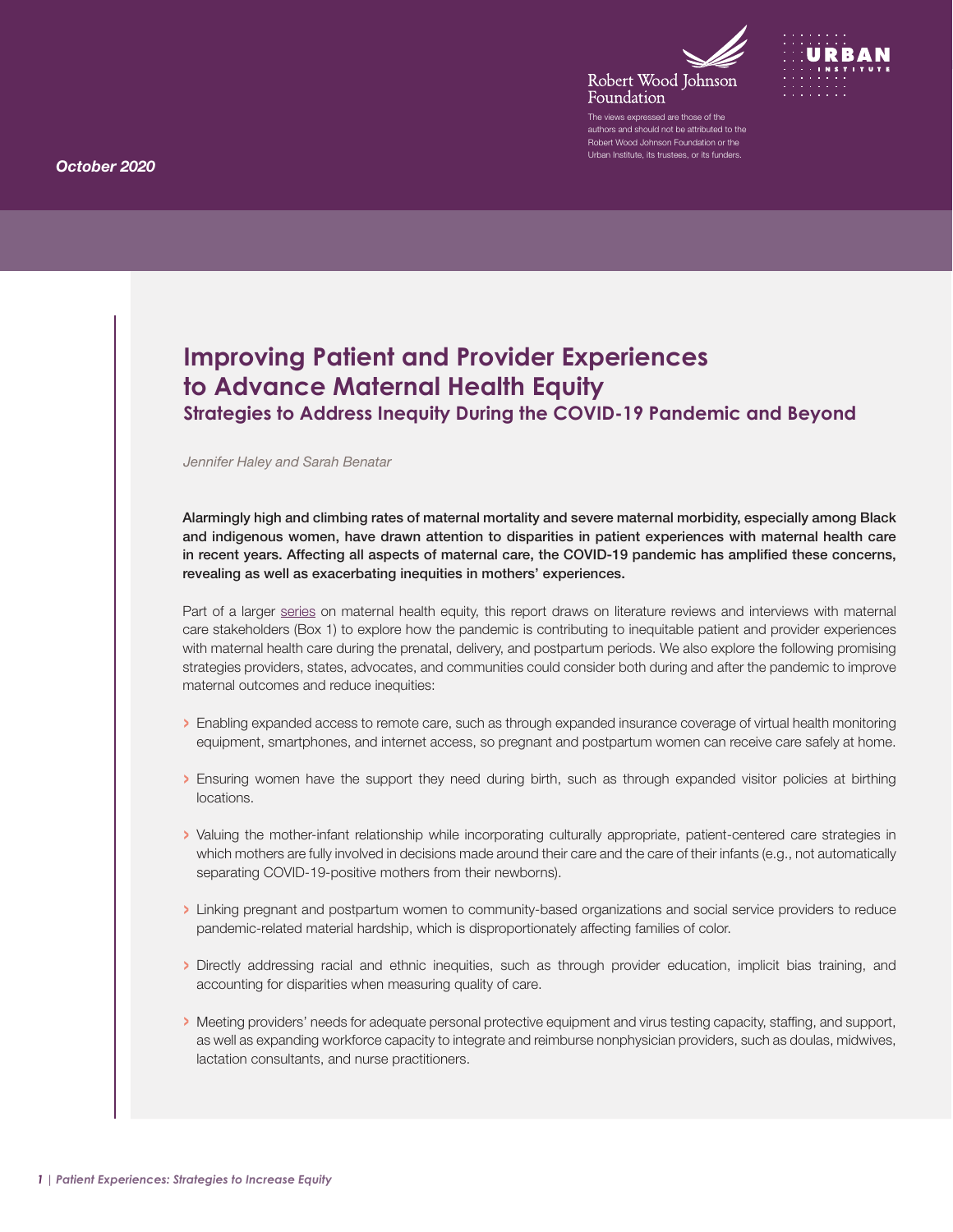Robert Wood Johnson Foundation

URBAN INSTITUTE

The views expressed are those of the authors and should not be attributed to the Robert Wood Johnson Foundation or the Urban Institute, its trustees, or its funders.

*October 2020*

# Improving Patient and Provider Experiences to Advance Maternal Health Equity

## Strategies to Address Inequity During the COVID-19 Pandemic and Beyond

*Jennifer Haley and Sarah Benatar*

**Alarmingly high and climbing rates of maternal mortality and severe maternal morbidity, especially among Black and indigenous women, have drawn attention to disparities in patient experiences with maternal health care in recent years. Affecting all aspects of maternal care, the COVID-19 pandemic has amplified these concerns, revealing as well as exacerbating inequities in mothers' experiences.**

Part of a larger series on maternal health equity, this report draws on literature reviews and interviews with maternal care stakeholders (Box 1) to explore how the pandemic is contributing to inequitable patient and provider experiences with maternal health care during the prenatal, delivery, and postpartum periods. We also explore the following promising strategies providers, states, advocates, and communities could consider both during and after the pandemic to improve maternal outcomes and reduce inequities:

- Enabling expanded access to remote care, such as through expanded insurance coverage of virtual health monitoring equipment, smartphones, and internet access, so pregnant and postpartum women can receive care safely at home.
- Ensuring women have the support they need during birth, such as through expanded visitor policies at birthing locations.
- Valuing the mother-infant relationship while incorporating culturally appropriate, patient-centered care strategies in which mothers are fully involved in decisions made around their care and the care of their infants (e.g., not automatically separating COVID-19-positive mothers from their newborns).
- Linking pregnant and postpartum women to community-based organizations and social service providers to reduce pandemic-related material hardship, which is disproportionately affecting families of color.
- Directly addressing racial and ethnic inequities, such as through provider education, implicit bias training, and accounting for disparities when measuring quality of care.
- Meeting providers' needs for adequate personal protective equipment and virus testing capacity, staffing, and support, as well as expanding workforce capacity to integrate and reimburse nonphysician providers, such as doulas, midwives, lactation consultants, and nurse practitioners.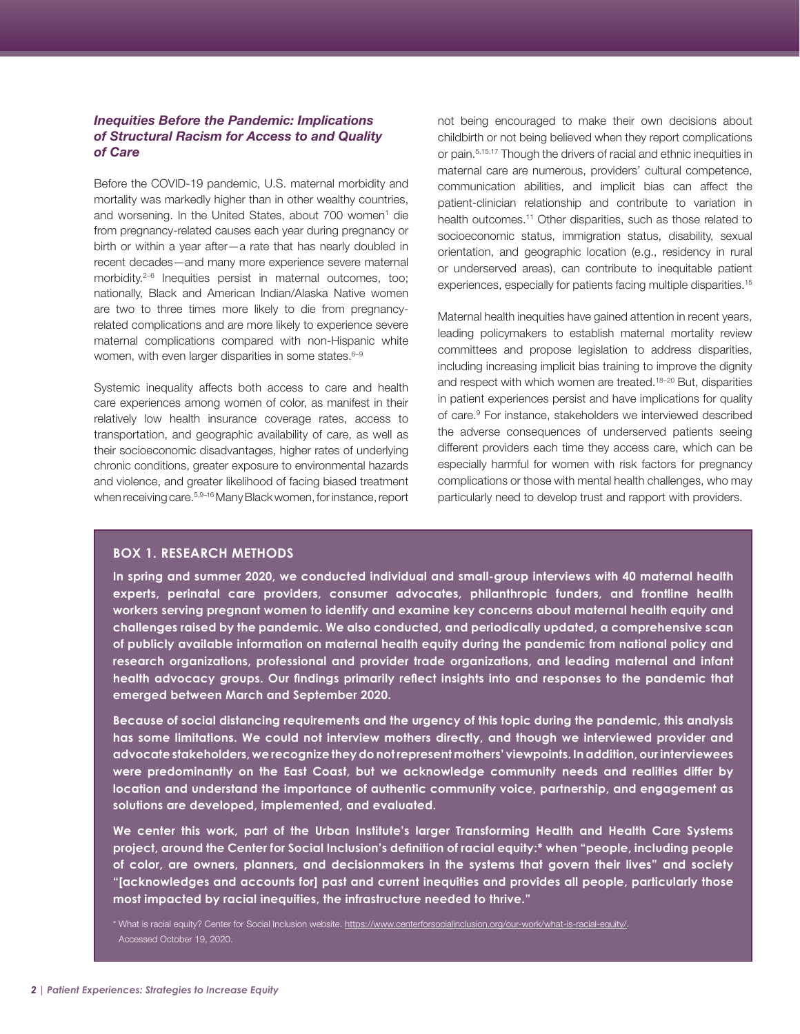### *Inequities Before the Pandemic: Implications of Structural Racism for Access to and Quality of Care*

Before the COVID-19 pandemic, U.S. maternal morbidity and mortality was markedly higher than in other wealthy countries, and worsening. In the United States, about 700 women[1] die from pregnancy-related causes each year during pregnancy or birth or within a year after—a rate that has nearly doubled in recent decades—and many more experience severe maternal morbidity.[2–6] Inequities persist in maternal outcomes, too; nationally, Black and American Indian/Alaska Native women are two to three times more likely to die from pregnancy-related complications and are more likely to experience severe maternal complications compared with non-Hispanic white women, with even larger disparities in some states.[6–9]

Systemic inequality affects both access to care and health care experiences among women of color, as manifest in their relatively low health insurance coverage rates, access to transportation, and geographic availability of care, as well as their socioeconomic disadvantages, higher rates of underlying chronic conditions, greater exposure to environmental hazards and violence, and greater likelihood of facing biased treatment when receiving care.[5,9–16] Many Black women, for instance, report not being encouraged to make their own decisions about childbirth or not being believed when they report complications or pain.[5,15,17] Though the drivers of racial and ethnic inequities in maternal care are numerous, providers' cultural competence, communication abilities, and implicit bias can affect the patient-clinician relationship and contribute to variation in health outcomes.[11] Other disparities, such as those related to socioeconomic status, immigration status, disability, sexual orientation, and geographic location (e.g., residency in rural or underserved areas), can contribute to inequitable patient experiences, especially for patients facing multiple disparities.[15]

Maternal health inequities have gained attention in recent years, leading policymakers to establish maternal mortality review committees and propose legislation to address disparities, including increasing implicit bias training to improve the dignity and respect with which women are treated.[18–20] But, disparities in patient experiences persist and have implications for quality of care.[9] For instance, stakeholders we interviewed described the adverse consequences of underserved patients seeing different providers each time they access care, which can be especially harmful for women with risk factors for pregnancy complications or those with mental health challenges, who may particularly need to develop trust and rapport with providers.

#### BOX 1. RESEARCH METHODS

**In spring and summer 2020, we conducted individual and small-group interviews with 40 maternal health experts, perinatal care providers, consumer advocates, philanthropic funders, and frontline health workers serving pregnant women to identify and examine key concerns about maternal health equity and challenges raised by the pandemic. We also conducted, and periodically updated, a comprehensive scan of publicly available information on maternal health equity during the pandemic from national policy and research organizations, professional and provider trade organizations, and leading maternal and infant health advocacy groups. Our findings primarily reflect insights into and responses to the pandemic that emerged between March and September 2020.**

**Because of social distancing requirements and the urgency of this topic during the pandemic, this analysis has some limitations. We could not interview mothers directly, and though we interviewed provider and advocate stakeholders, we recognize they do not represent mothers' viewpoints. In addition, our interviewees were predominantly on the East Coast, but we acknowledge community needs and realities differ by location and understand the importance of authentic community voice, partnership, and engagement as solutions are developed, implemented, and evaluated.**

**We center this work, part of the Urban Institute's larger Transforming Health and Health Care Systems project, around the Center for Social Inclusion's definition of racial equity:\* when "people, including people of color, are owners, planners, and decisionmakers in the systems that govern their lives" and society "[acknowledges and accounts for] past and current inequities and provides all people, particularly those most impacted by racial inequities, the infrastructure needed to thrive."**

\* What is racial equity? Center for Social Inclusion website. https://www.centerforsocialinclusion.org/our-work/what-is-racial-equity/. Accessed October 19, 2020.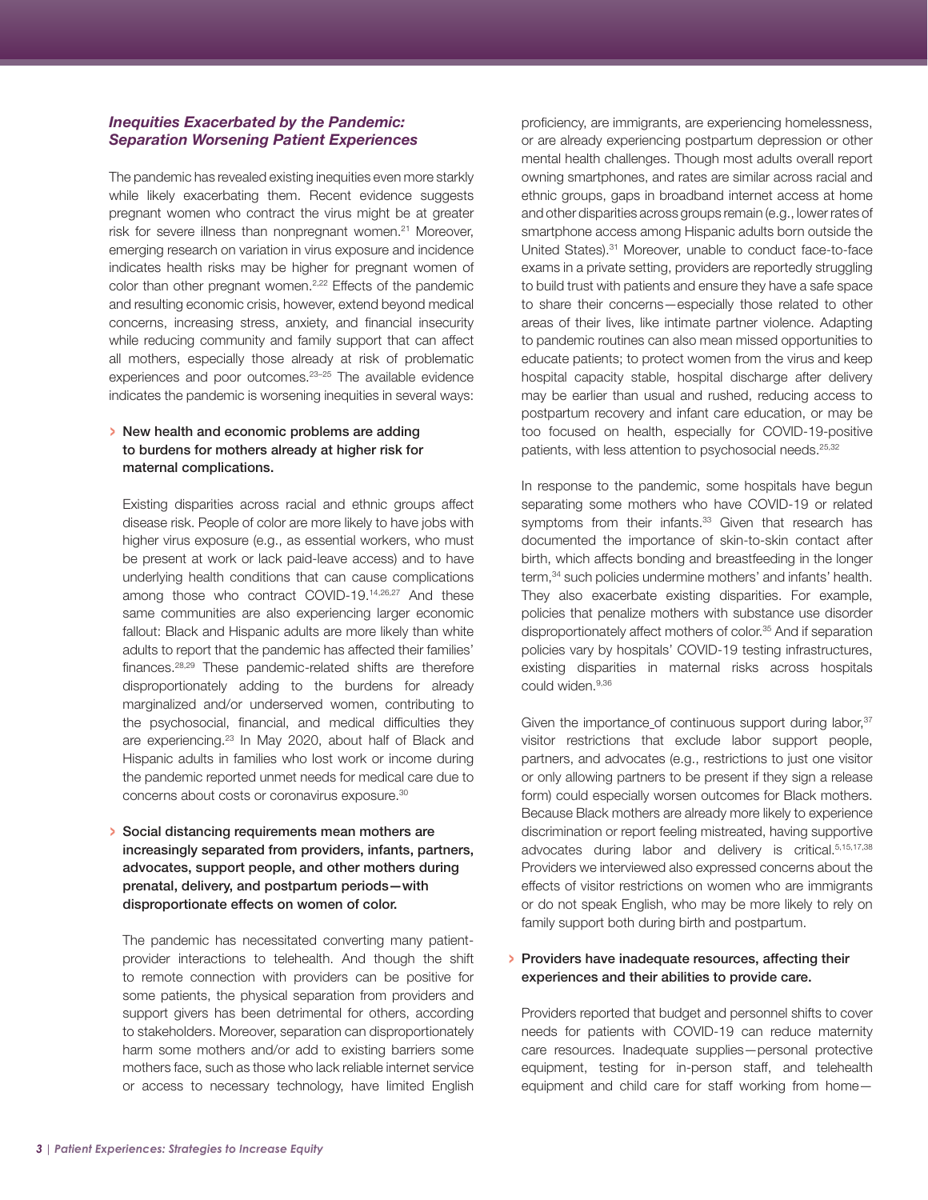### *Inequities Exacerbated by the Pandemic: Separation Worsening Patient Experiences*

The pandemic has revealed existing inequities even more starkly while likely exacerbating them. Recent evidence suggests pregnant women who contract the virus might be at greater risk for severe illness than nonpregnant women.[21] Moreover, emerging research on variation in virus exposure and incidence indicates health risks may be higher for pregnant women of color than other pregnant women.[2,22] Effects of the pandemic and resulting economic crisis, however, extend beyond medical concerns, increasing stress, anxiety, and financial insecurity while reducing community and family support that can affect all mothers, especially those already at risk of problematic experiences and poor outcomes.[23–25] The available evidence indicates the pandemic is worsening inequities in several ways:

- **New health and economic problems are adding to burdens for mothers already at higher risk for maternal complications.**

  Existing disparities across racial and ethnic groups affect disease risk. People of color are more likely to have jobs with higher virus exposure (e.g., as essential workers, who must be present at work or lack paid-leave access) and to have underlying health conditions that can cause complications among those who contract COVID-19.[14,26,27] And these same communities are also experiencing larger economic fallout: Black and Hispanic adults are more likely than white adults to report that the pandemic has affected their families' finances.[28,29] These pandemic-related shifts are therefore disproportionately adding to the burdens for already marginalized and/or underserved women, contributing to the psychosocial, financial, and medical difficulties they are experiencing.[23] In May 2020, about half of Black and Hispanic adults in families who lost work or income during the pandemic reported unmet needs for medical care due to concerns about costs or coronavirus exposure.[30]

- **Social distancing requirements mean mothers are increasingly separated from providers, infants, partners, advocates, support people, and other mothers during prenatal, delivery, and postpartum periods—with disproportionate effects on women of color.**

  The pandemic has necessitated converting many patient-provider interactions to telehealth. And though the shift to remote connection with providers can be positive for some patients, the physical separation from providers and support givers has been detrimental for others, according to stakeholders. Moreover, separation can disproportionately harm some mothers and/or add to existing barriers some mothers face, such as those who lack reliable internet service or access to necessary technology, have limited English proficiency, are immigrants, are experiencing homelessness, or are already experiencing postpartum depression or other mental health challenges. Though most adults overall report owning smartphones, and rates are similar across racial and ethnic groups, gaps in broadband internet access at home and other disparities across groups remain (e.g., lower rates of smartphone access among Hispanic adults born outside the United States).[31] Moreover, unable to conduct face-to-face exams in a private setting, providers are reportedly struggling to build trust with patients and ensure they have a safe space to share their concerns—especially those related to other areas of their lives, like intimate partner violence. Adapting to pandemic routines can also mean missed opportunities to educate patients; to protect women from the virus and keep hospital capacity stable, hospital discharge after delivery may be earlier than usual and rushed, reducing access to postpartum recovery and infant care education, or may be too focused on health, especially for COVID-19-positive patients, with less attention to psychosocial needs.[25,32]

  In response to the pandemic, some hospitals have begun separating some mothers who have COVID-19 or related symptoms from their infants.[33] Given that research has documented the importance of skin-to-skin contact after birth, which affects bonding and breastfeeding in the longer term,[34] such policies undermine mothers' and infants' health. They also exacerbate existing disparities. For example, policies that penalize mothers with substance use disorder disproportionately affect mothers of color.[35] And if separation policies vary by hospitals' COVID-19 testing infrastructures, existing disparities in maternal risks across hospitals could widen.[9,36]

  Given the importance of continuous support during labor,[37] visitor restrictions that exclude labor support people, partners, and advocates (e.g., restrictions to just one visitor or only allowing partners to be present if they sign a release form) could especially worsen outcomes for Black mothers. Because Black mothers are already more likely to experience discrimination or report feeling mistreated, having supportive advocates during labor and delivery is critical.[5,15,17,38] Providers we interviewed also expressed concerns about the effects of visitor restrictions on women who are immigrants or do not speak English, who may be more likely to rely on family support both during birth and postpartum.

- **Providers have inadequate resources, affecting their experiences and their abilities to provide care.**

  Providers reported that budget and personnel shifts to cover needs for patients with COVID-19 can reduce maternity care resources. Inadequate supplies—personal protective equipment, testing for in-person staff, and telehealth equipment and child care for staff working from home—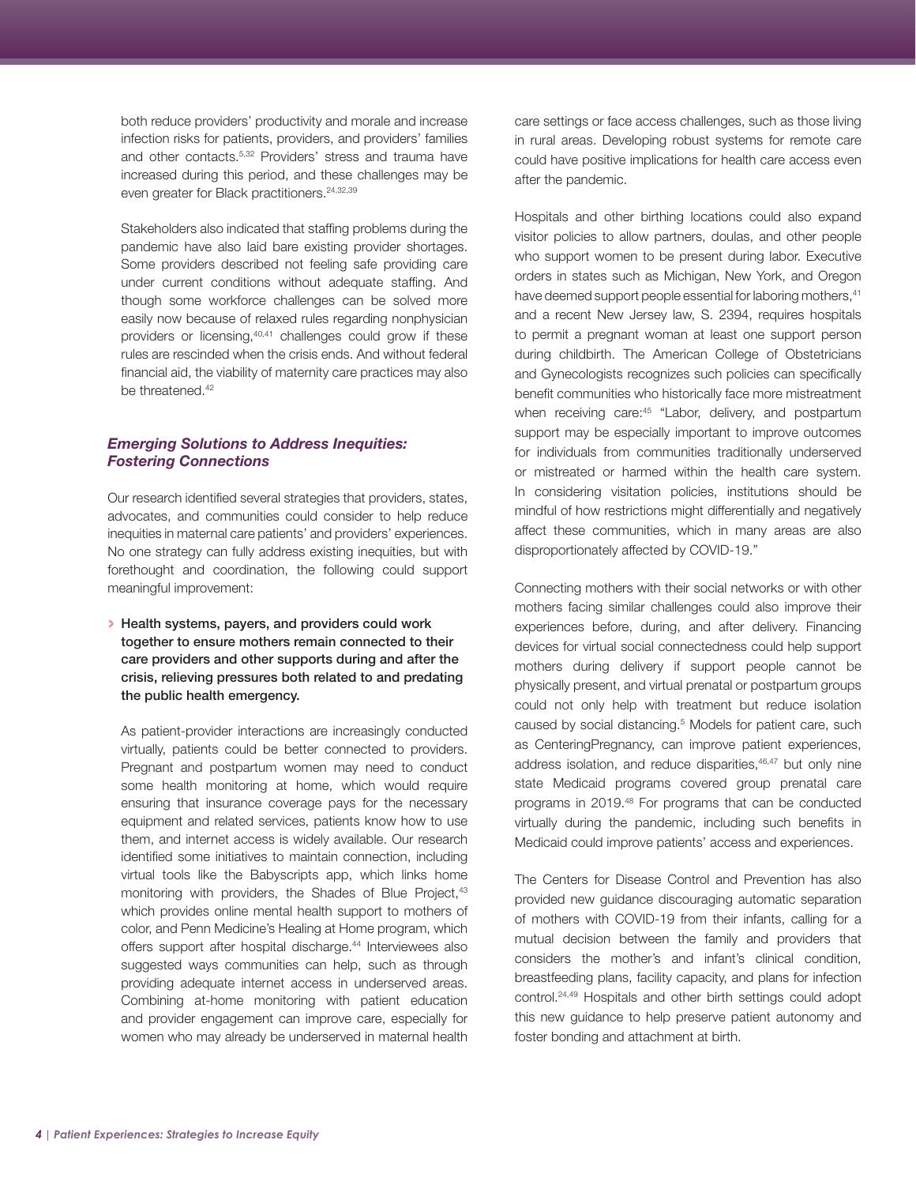both reduce providers' productivity and morale and increase infection risks for patients, providers, and providers' families and other contacts.[5,32] Providers' stress and trauma have increased during this period, and these challenges may be even greater for Black practitioners.[24,32,39]

Stakeholders also indicated that staffing problems during the pandemic have also laid bare existing provider shortages. Some providers described not feeling safe providing care under current conditions without adequate staffing. And though some workforce challenges can be solved more easily now because of relaxed rules regarding nonphysician providers or licensing,[40,41] challenges could grow if these rules are rescinded when the crisis ends. And without federal financial aid, the viability of maternity care practices may also be threatened.[42]

### *Emerging Solutions to Address Inequities: Fostering Connections*

Our research identified several strategies that providers, states, advocates, and communities could consider to help reduce inequities in maternal care patients' and providers' experiences. No one strategy can fully address existing inequities, but with forethought and coordination, the following could support meaningful improvement:

- **Health systems, payers, and providers could work together to ensure mothers remain connected to their care providers and other supports during and after the crisis, relieving pressures both related to and predating the public health emergency.**

  As patient-provider interactions are increasingly conducted virtually, patients could be better connected to providers. Pregnant and postpartum women may need to conduct some health monitoring at home, which would require ensuring that insurance coverage pays for the necessary equipment and related services, patients know how to use them, and internet access is widely available. Our research identified some initiatives to maintain connection, including virtual tools like the Babyscripts app, which links home monitoring with providers, the Shades of Blue Project,[43] which provides online mental health support to mothers of color, and Penn Medicine's Healing at Home program, which offers support after hospital discharge.[44] Interviewees also suggested ways communities can help, such as through providing adequate internet access in underserved areas. Combining at-home monitoring with patient education and provider engagement can improve care, especially for women who may already be underserved in maternal health care settings or face access challenges, such as those living in rural areas. Developing robust systems for remote care could have positive implications for health care access even after the pandemic.

  Hospitals and other birthing locations could also expand visitor policies to allow partners, doulas, and other people who support women to be present during labor. Executive orders in states such as Michigan, New York, and Oregon have deemed support people essential for laboring mothers,[41] and a recent New Jersey law, S. 2394, requires hospitals to permit a pregnant woman at least one support person during childbirth. The American College of Obstetricians and Gynecologists recognizes such policies can specifically benefit communities who historically face more mistreatment when receiving care:[45] "Labor, delivery, and postpartum support may be especially important to improve outcomes for individuals from communities traditionally underserved or mistreated or harmed within the health care system. In considering visitation policies, institutions should be mindful of how restrictions might differentially and negatively affect these communities, which in many areas are also disproportionately affected by COVID-19."

  Connecting mothers with their social networks or with other mothers facing similar challenges could also improve their experiences before, during, and after delivery. Financing devices for virtual social connectedness could help support mothers during delivery if support people cannot be physically present, and virtual prenatal or postpartum groups could not only help with treatment but reduce isolation caused by social distancing.[5] Models for patient care, such as CenteringPregnancy, can improve patient experiences, address isolation, and reduce disparities,[46,47] but only nine state Medicaid programs covered group prenatal care programs in 2019.[48] For programs that can be conducted virtually during the pandemic, including such benefits in Medicaid could improve patients' access and experiences.

  The Centers for Disease Control and Prevention has also provided new guidance discouraging automatic separation of mothers with COVID-19 from their infants, calling for a mutual decision between the family and providers that considers the mother's and infant's clinical condition, breastfeeding plans, facility capacity, and plans for infection control.[24,49] Hospitals and other birth settings could adopt this new guidance to help preserve patient autonomy and foster bonding and attachment at birth.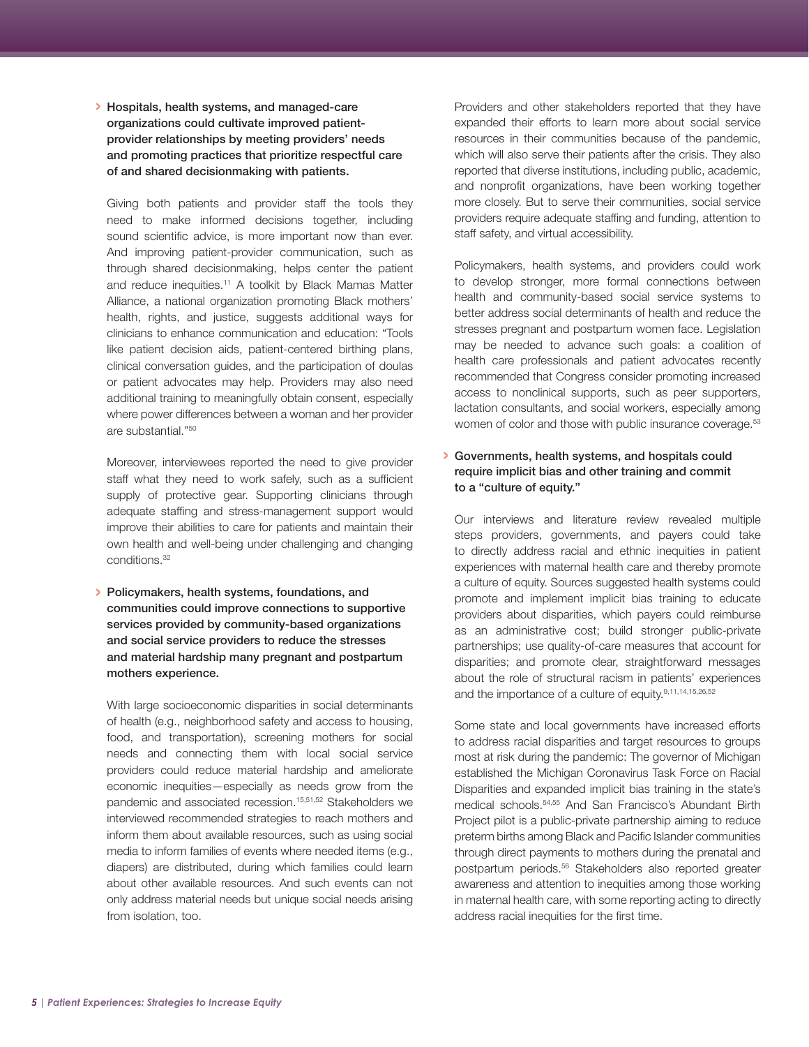**› Hospitals, health systems, and managed-care organizations could cultivate improved patient-provider relationships by meeting providers' needs and promoting practices that prioritize respectful care of and shared decisionmaking with patients.**

Giving both patients and provider staff the tools they need to make informed decisions together, including sound scientific advice, is more important now than ever. And improving patient-provider communication, such as through shared decisionmaking, helps center the patient and reduce inequities.[11] A toolkit by Black Mamas Matter Alliance, a national organization promoting Black mothers' health, rights, and justice, suggests additional ways for clinicians to enhance communication and education: "Tools like patient decision aids, patient-centered birthing plans, clinical conversation guides, and the participation of doulas or patient advocates may help. Providers may also need additional training to meaningfully obtain consent, especially where power differences between a woman and her provider are substantial."[50]

Moreover, interviewees reported the need to give provider staff what they need to work safely, such as a sufficient supply of protective gear. Supporting clinicians through adequate staffing and stress-management support would improve their abilities to care for patients and maintain their own health and well-being under challenging and changing conditions.[32]

**› Policymakers, health systems, foundations, and communities could improve connections to supportive services provided by community-based organizations and social service providers to reduce the stresses and material hardship many pregnant and postpartum mothers experience.**

With large socioeconomic disparities in social determinants of health (e.g., neighborhood safety and access to housing, food, and transportation), screening mothers for social needs and connecting them with local social service providers could reduce material hardship and ameliorate economic inequities—especially as needs grow from the pandemic and associated recession.[15,51,52] Stakeholders we interviewed recommended strategies to reach mothers and inform them about available resources, such as using social media to inform families of events where needed items (e.g., diapers) are distributed, during which families could learn about other available resources. And such events can not only address material needs but unique social needs arising from isolation, too.

Providers and other stakeholders reported that they have expanded their efforts to learn more about social service resources in their communities because of the pandemic, which will also serve their patients after the crisis. They also reported that diverse institutions, including public, academic, and nonprofit organizations, have been working together more closely. But to serve their communities, social service providers require adequate staffing and funding, attention to staff safety, and virtual accessibility.

Policymakers, health systems, and providers could work to develop stronger, more formal connections between health and community-based social service systems to better address social determinants of health and reduce the stresses pregnant and postpartum women face. Legislation may be needed to advance such goals: a coalition of health care professionals and patient advocates recently recommended that Congress consider promoting increased access to nonclinical supports, such as peer supporters, lactation consultants, and social workers, especially among women of color and those with public insurance coverage.[53]

**› Governments, health systems, and hospitals could require implicit bias and other training and commit to a "culture of equity."**

Our interviews and literature review revealed multiple steps providers, governments, and payers could take to directly address racial and ethnic inequities in patient experiences with maternal health care and thereby promote a culture of equity. Sources suggested health systems could promote and implement implicit bias training to educate providers about disparities, which payers could reimburse as an administrative cost; build stronger public-private partnerships; use quality-of-care measures that account for disparities; and promote clear, straightforward messages about the role of structural racism in patients' experiences and the importance of a culture of equity.[9,11,14,15,26,52]

Some state and local governments have increased efforts to address racial disparities and target resources to groups most at risk during the pandemic: The governor of Michigan established the Michigan Coronavirus Task Force on Racial Disparities and expanded implicit bias training in the state's medical schools.[54,55] And San Francisco's Abundant Birth Project pilot is a public-private partnership aiming to reduce preterm births among Black and Pacific Islander communities through direct payments to mothers during the prenatal and postpartum periods.[56] Stakeholders also reported greater awareness and attention to inequities among those working in maternal health care, with some reporting acting to directly address racial inequities for the first time.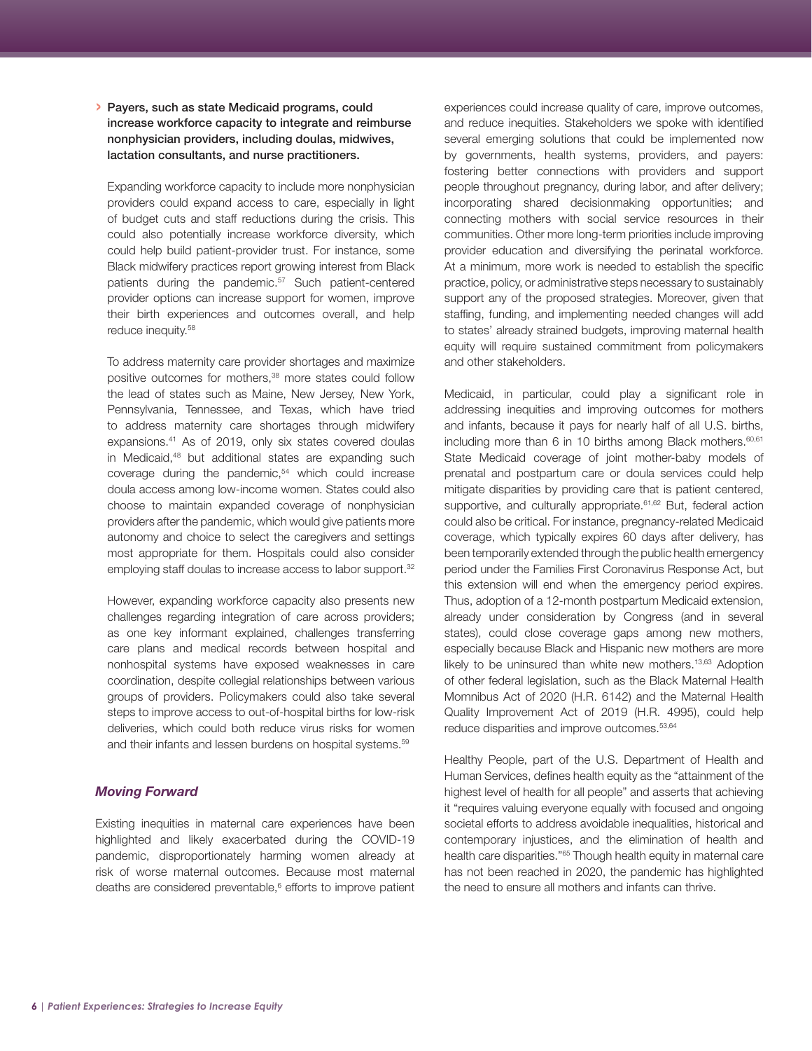› **Payers, such as state Medicaid programs, could increase workforce capacity to integrate and reimburse nonphysician providers, including doulas, midwives, lactation consultants, and nurse practitioners.**

Expanding workforce capacity to include more nonphysician providers could expand access to care, especially in light of budget cuts and staff reductions during the crisis. This could also potentially increase workforce diversity, which could help build patient-provider trust. For instance, some Black midwifery practices report growing interest from Black patients during the pandemic.[57] Such patient-centered provider options can increase support for women, improve their birth experiences and outcomes overall, and help reduce inequity.[58]

To address maternity care provider shortages and maximize positive outcomes for mothers,[38] more states could follow the lead of states such as Maine, New Jersey, New York, Pennsylvania, Tennessee, and Texas, which have tried to address maternity care shortages through midwifery expansions.[41] As of 2019, only six states covered doulas in Medicaid,[48] but additional states are expanding such coverage during the pandemic,[54] which could increase doula access among low-income women. States could also choose to maintain expanded coverage of nonphysician providers after the pandemic, which would give patients more autonomy and choice to select the caregivers and settings most appropriate for them. Hospitals could also consider employing staff doulas to increase access to labor support.[32]

However, expanding workforce capacity also presents new challenges regarding integration of care across providers; as one key informant explained, challenges transferring care plans and medical records between hospital and nonhospital systems have exposed weaknesses in care coordination, despite collegial relationships between various groups of providers. Policymakers could also take several steps to improve access to out-of-hospital births for low-risk deliveries, which could both reduce virus risks for women and their infants and lessen burdens on hospital systems.[59]

## *Moving Forward*

Existing inequities in maternal care experiences have been highlighted and likely exacerbated during the COVID-19 pandemic, disproportionately harming women already at risk of worse maternal outcomes. Because most maternal deaths are considered preventable,[6] efforts to improve patient experiences could increase quality of care, improve outcomes, and reduce inequities. Stakeholders we spoke with identified several emerging solutions that could be implemented now by governments, health systems, providers, and payers: fostering better connections with providers and support people throughout pregnancy, during labor, and after delivery; incorporating shared decisionmaking opportunities; and connecting mothers with social service resources in their communities. Other more long-term priorities include improving provider education and diversifying the perinatal workforce. At a minimum, more work is needed to establish the specific practice, policy, or administrative steps necessary to sustainably support any of the proposed strategies. Moreover, given that staffing, funding, and implementing needed changes will add to states' already strained budgets, improving maternal health equity will require sustained commitment from policymakers and other stakeholders.

Medicaid, in particular, could play a significant role in addressing inequities and improving outcomes for mothers and infants, because it pays for nearly half of all U.S. births, including more than 6 in 10 births among Black mothers.[60,61] State Medicaid coverage of joint mother-baby models of prenatal and postpartum care or doula services could help mitigate disparities by providing care that is patient centered, supportive, and culturally appropriate.[61,62] But, federal action could also be critical. For instance, pregnancy-related Medicaid coverage, which typically expires 60 days after delivery, has been temporarily extended through the public health emergency period under the Families First Coronavirus Response Act, but this extension will end when the emergency period expires. Thus, adoption of a 12-month postpartum Medicaid extension, already under consideration by Congress (and in several states), could close coverage gaps among new mothers, especially because Black and Hispanic new mothers are more likely to be uninsured than white new mothers.[13,63] Adoption of other federal legislation, such as the Black Maternal Health Momnibus Act of 2020 (H.R. 6142) and the Maternal Health Quality Improvement Act of 2019 (H.R. 4995), could help reduce disparities and improve outcomes.[53,64]

Healthy People, part of the U.S. Department of Health and Human Services, defines health equity as the "attainment of the highest level of health for all people" and asserts that achieving it "requires valuing everyone equally with focused and ongoing societal efforts to address avoidable inequalities, historical and contemporary injustices, and the elimination of health and health care disparities."[65] Though health equity in maternal care has not been reached in 2020, the pandemic has highlighted the need to ensure all mothers and infants can thrive.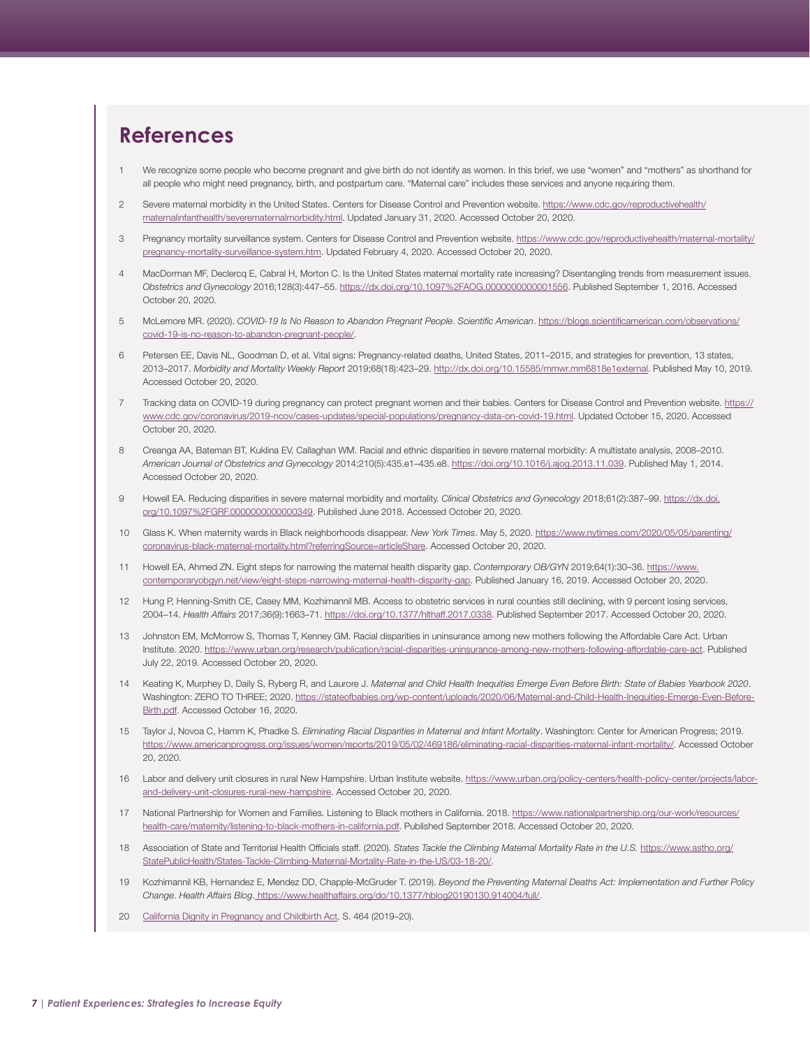## References

1. We recognize some people who become pregnant and give birth do not identify as women. In this brief, we use "women" and "mothers" as shorthand for all people who might need pregnancy, birth, and postpartum care. "Maternal care" includes these services and anyone requiring them.

2. Severe maternal morbidity in the United States. Centers for Disease Control and Prevention website. https://www.cdc.gov/reproductivehealth/maternalinfanthealth/severematernalmorbidity.html. Updated January 31, 2020. Accessed October 20, 2020.

3. Pregnancy mortality surveillance system. Centers for Disease Control and Prevention website. https://www.cdc.gov/reproductivehealth/maternal-mortality/pregnancy-mortality-surveillance-system.htm. Updated February 4, 2020. Accessed October 20, 2020.

4. MacDorman MF, Declercq E, Cabral H, Morton C. Is the United States maternal mortality rate increasing? Disentangling trends from measurement issues. *Obstetrics and Gynecology* 2016;128(3):447–55. https://dx.doi.org/10.1097%2FAOG.0000000000001556. Published September 1, 2016. Accessed October 20, 2020.

5. McLemore MR. (2020). *COVID-19 Is No Reason to Abandon Pregnant People*. *Scientific American*. https://blogs.scientificamerican.com/observations/covid-19-is-no-reason-to-abandon-pregnant-people/.

6. Petersen EE, Davis NL, Goodman D, et al. Vital signs: Pregnancy-related deaths, United States, 2011–2015, and strategies for prevention, 13 states, 2013–2017. *Morbidity and Mortality Weekly Report* 2019;68(18):423–29. http://dx.doi.org/10.15585/mmwr.mm6818e1external. Published May 10, 2019. Accessed October 20, 2020.

7. Tracking data on COVID-19 during pregnancy can protect pregnant women and their babies. Centers for Disease Control and Prevention website. https://www.cdc.gov/coronavirus/2019-ncov/cases-updates/special-populations/pregnancy-data-on-covid-19.html. Updated October 15, 2020. Accessed October 20, 2020.

8. Creanga AA, Bateman BT, Kuklina EV, Callaghan WM. Racial and ethnic disparities in severe maternal morbidity: A multistate analysis, 2008–2010. *American Journal of Obstetrics and Gynecology* 2014;210(5):435.e1–435.e8. https://doi.org/10.1016/j.ajog.2013.11.039. Published May 1, 2014. Accessed October 20, 2020.

9. Howell EA. Reducing disparities in severe maternal morbidity and mortality. *Clinical Obstetrics and Gynecology* 2018;61(2):387–99. https://dx.doi.org/10.1097%2FGRF.0000000000000349. Published June 2018. Accessed October 20, 2020.

10. Glass K. When maternity wards in Black neighborhoods disappear. *New York Times*. May 5, 2020. https://www.nytimes.com/2020/05/05/parenting/coronavirus-black-maternal-mortality.html?referringSource=articleShare. Accessed October 20, 2020.

11. Howell EA, Ahmed ZN. Eight steps for narrowing the maternal health disparity gap. *Contemporary OB/GYN* 2019;64(1):30–36. https://www.contemporaryobgyn.net/view/eight-steps-narrowing-maternal-health-disparity-gap. Published January 16, 2019. Accessed October 20, 2020.

12. Hung P, Henning-Smith CE, Casey MM, Kozhimannil MB. Access to obstetric services in rural counties still declining, with 9 percent losing services, 2004–14. *Health Affairs* 2017;36(9):1663–71. https://doi.org/10.1377/hlthaff.2017.0338. Published September 2017. Accessed October 20, 2020.

13. Johnston EM, McMorrow S, Thomas T, Kenney GM. Racial disparities in uninsurance among new mothers following the Affordable Care Act. Urban Institute. 2020. https://www.urban.org/research/publication/racial-disparities-uninsurance-among-new-mothers-following-affordable-care-act. Published July 22, 2019. Accessed October 20, 2020.

14. Keating K, Murphey D, Daily S, Ryberg R, and Laurore J. *Maternal and Child Health Inequities Emerge Even Before Birth: State of Babies Yearbook 2020*. Washington: ZERO TO THREE; 2020. https://stateofbabies.org/wp-content/uploads/2020/06/Maternal-and-Child-Health-Inequities-Emerge-Even-Before-Birth.pdf. Accessed October 16, 2020.

15. Taylor J, Novoa C, Hamm K, Phadke S. *Eliminating Racial Disparities in Maternal and Infant Mortality*. Washington: Center for American Progress; 2019. https://www.americanprogress.org/issues/women/reports/2019/05/02/469186/eliminating-racial-disparities-maternal-infant-mortality/. Accessed October 20, 2020.

16. Labor and delivery unit closures in rural New Hampshire. Urban Institute website. https://www.urban.org/policy-centers/health-policy-center/projects/labor-and-delivery-unit-closures-rural-new-hampshire. Accessed October 20, 2020.

17. National Partnership for Women and Families. Listening to Black mothers in California. 2018. https://www.nationalpartnership.org/our-work/resources/health-care/maternity/listening-to-black-mothers-in-california.pdf. Published September 2018. Accessed October 20, 2020.

18. Association of State and Territorial Health Officials staff. (2020). *States Tackle the Climbing Maternal Mortality Rate in the U.S.* https://www.astho.org/StatePublicHealth/States-Tackle-Climbing-Maternal-Mortality-Rate-in-the-US/03-18-20/.

19. Kozhimannil KB, Hernandez E, Mendez DD, Chapple-McGruder T. (2019). *Beyond the Preventing Maternal Deaths Act: Implementation and Further Policy Change*. *Health Affairs Blog*. https://www.healthaffairs.org/do/10.1377/hblog20190130.914004/full/.

20. California Dignity in Pregnancy and Childbirth Act, S. 464 (2019–20).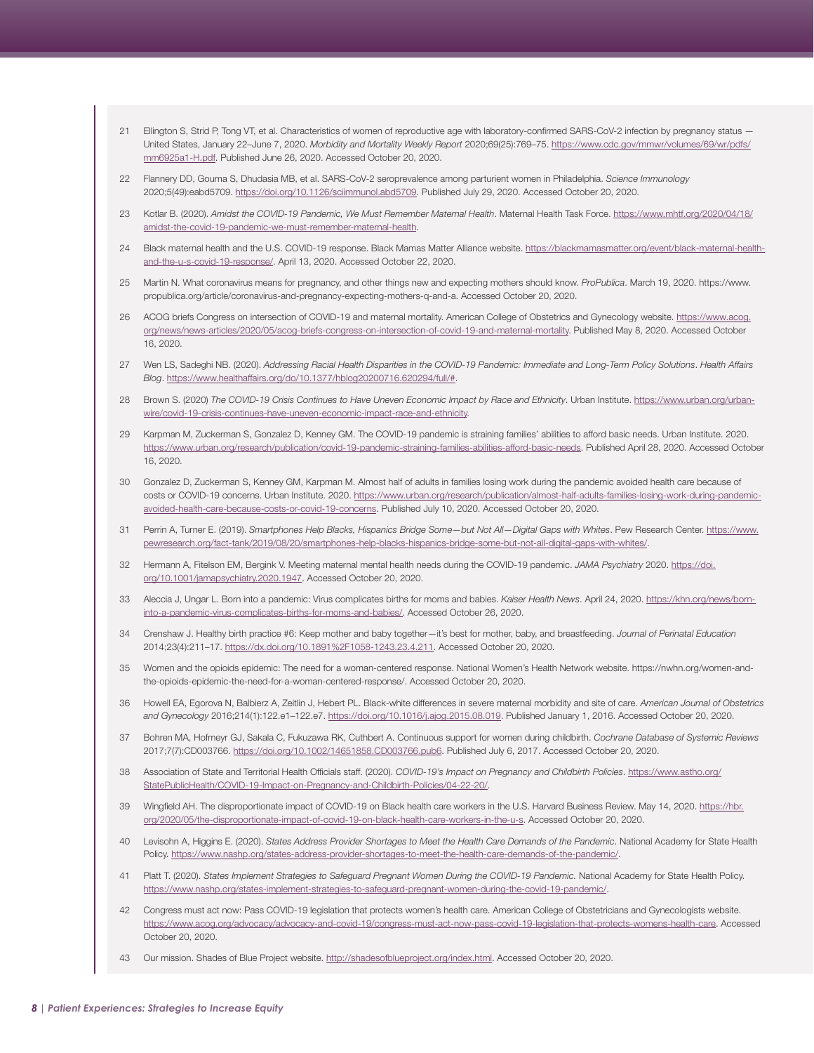21 Ellington S, Strid P, Tong VT, et al. Characteristics of women of reproductive age with laboratory-confirmed SARS-CoV-2 infection by pregnancy status — United States, January 22–June 7, 2020. *Morbidity and Mortality Weekly Report* 2020;69(25):769–75. https://www.cdc.gov/mmwr/volumes/69/wr/pdfs/mm6925a1-H.pdf. Published June 26, 2020. Accessed October 20, 2020.

22 Flannery DD, Gouma S, Dhudasia MB, et al. SARS-CoV-2 seroprevalence among parturient women in Philadelphia. *Science Immunology* 2020;5(49):eabd5709. https://doi.org/10.1126/sciimmunol.abd5709. Published July 29, 2020. Accessed October 20, 2020.

23 Kotlar B. (2020). *Amidst the COVID-19 Pandemic, We Must Remember Maternal Health*. Maternal Health Task Force. https://www.mhtf.org/2020/04/18/amidst-the-covid-19-pandemic-we-must-remember-maternal-health.

24 Black maternal health and the U.S. COVID-19 response. Black Mamas Matter Alliance website. https://blackmamasmatter.org/event/black-maternal-health-and-the-u-s-covid-19-response/. April 13, 2020. Accessed October 22, 2020.

25 Martin N. What coronavirus means for pregnancy, and other things new and expecting mothers should know. *ProPublica*. March 19, 2020. https://www.propublica.org/article/coronavirus-and-pregnancy-expecting-mothers-q-and-a. Accessed October 20, 2020.

26 ACOG briefs Congress on intersection of COVID-19 and maternal mortality. American College of Obstetrics and Gynecology website. https://www.acog.org/news/news-articles/2020/05/acog-briefs-congress-on-intersection-of-covid-19-and-maternal-mortality. Published May 8, 2020. Accessed October 16, 2020.

27 Wen LS, Sadeghi NB. (2020). *Addressing Racial Health Disparities in the COVID-19 Pandemic: Immediate and Long-Term Policy Solutions*. *Health Affairs Blog*. https://www.healthaffairs.org/do/10.1377/hblog20200716.620294/full/#.

28 Brown S. (2020) *The COVID-19 Crisis Continues to Have Uneven Economic Impact by Race and Ethnicity*. Urban Institute. https://www.urban.org/urban-wire/covid-19-crisis-continues-have-uneven-economic-impact-race-and-ethnicity.

29 Karpman M, Zuckerman S, Gonzalez D, Kenney GM. The COVID-19 pandemic is straining families' abilities to afford basic needs. Urban Institute. 2020. https://www.urban.org/research/publication/covid-19-pandemic-straining-families-abilities-afford-basic-needs. Published April 28, 2020. Accessed October 16, 2020.

30 Gonzalez D, Zuckerman S, Kenney GM, Karpman M. Almost half of adults in families losing work during the pandemic avoided health care because of costs or COVID-19 concerns. Urban Institute. 2020. https://www.urban.org/research/publication/almost-half-adults-families-losing-work-during-pandemic-avoided-health-care-because-costs-or-covid-19-concerns. Published July 10, 2020. Accessed October 20, 2020.

31 Perrin A, Turner E. (2019). *Smartphones Help Blacks, Hispanics Bridge Some—but Not All—Digital Gaps with Whites*. Pew Research Center. https://www.pewresearch.org/fact-tank/2019/08/20/smartphones-help-blacks-hispanics-bridge-some-but-not-all-digital-gaps-with-whites/.

32 Hermann A, Fitelson EM, Bergink V. Meeting maternal mental health needs during the COVID-19 pandemic. *JAMA Psychiatry* 2020. https://doi.org/10.1001/jamapsychiatry.2020.1947. Accessed October 20, 2020.

33 Aleccia J, Ungar L. Born into a pandemic: Virus complicates births for moms and babies. *Kaiser Health News*. April 24, 2020. https://khn.org/news/born-into-a-pandemic-virus-complicates-births-for-moms-and-babies/. Accessed October 26, 2020.

34 Crenshaw J. Healthy birth practice #6: Keep mother and baby together—it's best for mother, baby, and breastfeeding. *Journal of Perinatal Education* 2014;23(4):211–17. https://dx.doi.org/10.1891%2F1058-1243.23.4.211. Accessed October 20, 2020.

35 Women and the opioids epidemic: The need for a woman-centered response. National Women's Health Network website. https://nwhn.org/women-and-the-opioids-epidemic-the-need-for-a-woman-centered-response/. Accessed October 20, 2020.

36 Howell EA, Egorova N, Balbierz A, Zeitlin J, Hebert PL. Black-white differences in severe maternal morbidity and site of care. *American Journal of Obstetrics and Gynecology* 2016;214(1):122.e1–122.e7. https://doi.org/10.1016/j.ajog.2015.08.019. Published January 1, 2016. Accessed October 20, 2020.

37 Bohren MA, Hofmeyr GJ, Sakala C, Fukuzawa RK, Cuthbert A. Continuous support for women during childbirth. *Cochrane Database of Systemic Reviews* 2017;7(7):CD003766. https://doi.org/10.1002/14651858.CD003766.pub6. Published July 6, 2017. Accessed October 20, 2020.

38 Association of State and Territorial Health Officials staff. (2020). *COVID-19's Impact on Pregnancy and Childbirth Policies*. https://www.astho.org/StatePublicHealth/COVID-19-Impact-on-Pregnancy-and-Childbirth-Policies/04-22-20/.

39 Wingfield AH. The disproportionate impact of COVID-19 on Black health care workers in the U.S. Harvard Business Review. May 14, 2020. https://hbr.org/2020/05/the-disproportionate-impact-of-covid-19-on-black-health-care-workers-in-the-u-s. Accessed October 20, 2020.

40 Levisohn A, Higgins E. (2020). *States Address Provider Shortages to Meet the Health Care Demands of the Pandemic*. National Academy for State Health Policy. https://www.nashp.org/states-address-provider-shortages-to-meet-the-health-care-demands-of-the-pandemic/.

41 Platt T. (2020). *States Implement Strategies to Safeguard Pregnant Women During the COVID-19 Pandemic.* National Academy for State Health Policy. https://www.nashp.org/states-implement-strategies-to-safeguard-pregnant-women-during-the-covid-19-pandemic/.

42 Congress must act now: Pass COVID-19 legislation that protects women's health care. American College of Obstetricians and Gynecologists website. https://www.acog.org/advocacy/advocacy-and-covid-19/congress-must-act-now-pass-covid-19-legislation-that-protects-womens-health-care. Accessed October 20, 2020.

43 Our mission. Shades of Blue Project website. http://shadesofblueproject.org/index.html. Accessed October 20, 2020.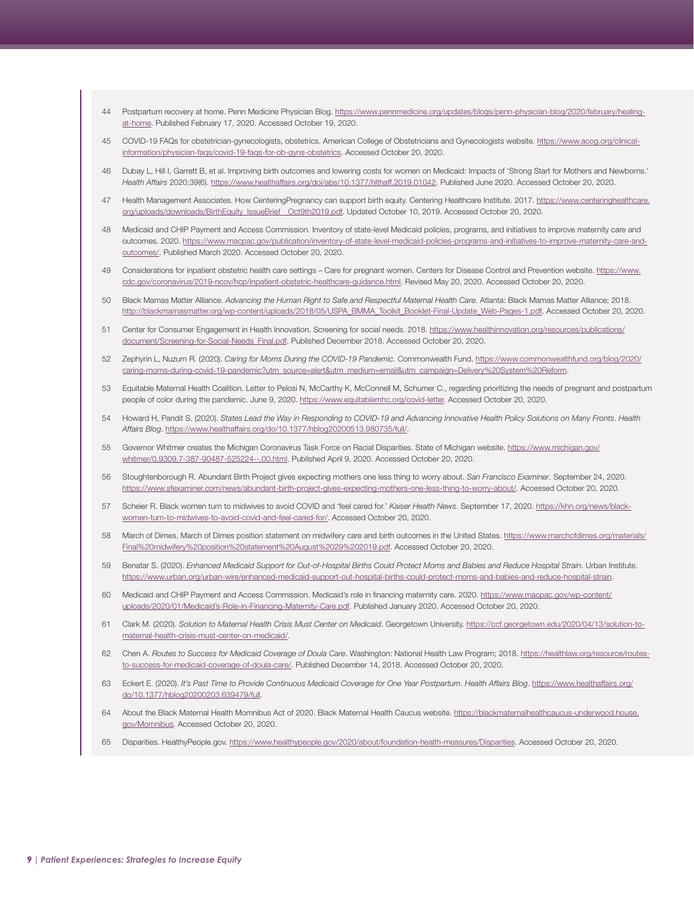44 Postpartum recovery at home. Penn Medicine Physician Blog. https://www.pennmedicine.org/updates/blogs/penn-physician-blog/2020/february/healing-at-home. Published February 17, 2020. Accessed October 19, 2020.

45 COVID-19 FAQs for obstetrician-gynecologists, obstetrics. American College of Obstetricians and Gynecologists website. https://www.acog.org/clinical-information/physician-faqs/covid-19-faqs-for-ob-gyns-obstetrics. Accessed October 20, 2020.

46 Dubay L, Hill I, Garrett B, et al. Improving birth outcomes and lowering costs for women on Medicaid: Impacts of 'Strong Start for Mothers and Newborns.' *Health Affairs* 2020;39(6). https://www.healthaffairs.org/doi/abs/10.1377/hlthaff.2019.01042. Published June 2020. Accessed October 20, 2020.

47 Health Management Associates. How CenteringPregnancy can support birth equity. Centering Healthcare Institute. 2017. https://www.centeringhealthcare.org/uploads/downloads/BirthEquity_IssueBrief__Oct9th2019.pdf. Updated October 10, 2019. Accessed October 20, 2020.

48 Medicaid and CHIP Payment and Access Commission. Inventory of state-level Medicaid policies, programs, and initiatives to improve maternity care and outcomes. 2020. https://www.macpac.gov/publication/inventory-of-state-level-medicaid-policies-programs-and-initiatives-to-improve-maternity-care-and-outcomes/. Published March 2020. Accessed October 20, 2020.

49 Considerations for inpatient obstetric health care settings – Care for pregnant women. Centers for Disease Control and Prevention website. https://www.cdc.gov/coronavirus/2019-ncov/hcp/inpatient-obstetric-healthcare-guidance.html. Revised May 20, 2020. Accessed October 20, 2020.

50 Black Mamas Matter Alliance. *Advancing the Human Right to Safe and Respectful Maternal Health Care*. Atlanta: Black Mamas Matter Alliance; 2018. http://blackmamasmatter.org/wp-content/uploads/2018/05/USPA_BMMA_Toolkit_Booklet-Final-Update_Web-Pages-1.pdf. Accessed October 20, 2020.

51 Center for Consumer Engagement in Health Innovation. Screening for social needs. 2018. https://www.healthinnovation.org/resources/publications/document/Screening-for-Social-Needs_Final.pdf. Published December 2018. Accessed October 20, 2020.

52 Zephyrin L, Nuzum R. (2020). *Caring for Moms During the COVID-19 Pandemic*. Commonwealth Fund. https://www.commonwealthfund.org/blog/2020/caring-moms-during-covid-19-pandemic?utm_source=alert&utm_medium=email&utm_campaign=Delivery%20System%20Reform.

53 Equitable Maternal Health Coalition. Letter to Pelosi N, McCarthy K, McConnell M, Schumer C., regarding prioritizing the needs of pregnant and postpartum people of color during the pandemic. June 9, 2020. https://www.equitablemhc.org/covid-letter. Accessed October 20, 2020.

54 Howard H, Pandit S. (2020). *States Lead the Way in Responding to COVID-19 and Advancing Innovative Health Policy Solutions on Many Fronts*. *Health Affairs Blog*. https://www.healthaffairs.org/do/10.1377/hblog20200513.980735/full/.

55 Governor Whitmer creates the Michigan Coronavirus Task Force on Racial Disparities. State of Michigan website. https://www.michigan.gov/whitmer/0,9309,7-387-90487-525224--,00.html. Published April 9, 2020. Accessed October 20, 2020.

56 Stoughtenborough R. Abundant Birth Project gives expecting mothers one less thing to worry about. *San Francisco Examiner*. September 24, 2020. https://www.sfexaminer.com/news/abundant-birth-project-gives-expecting-mothers-one-less-thing-to-worry-about/. Accessed October 20, 2020.

57 Scheier R. Black women turn to midwives to avoid COVID and 'feel cared for.' *Kaiser Health News*. September 17, 2020. https://khn.org/news/black-women-turn-to-midwives-to-avoid-covid-and-feel-cared-for/. Accessed October 20, 2020.

58 March of Dimes. March of Dimes position statement on midwifery care and birth outcomes in the United States. https://www.marchofdimes.org/materials/Final%20midwifery%20position%20statement%20August%2029%202019.pdf. Accessed October 20, 2020.

59 Benatar S. (2020). *Enhanced Medicaid Support for Out-of-Hospital Births Could Protect Moms and Babies and Reduce Hospital Strain*. Urban Institute. https://www.urban.org/urban-wire/enhanced-medicaid-support-out-hospital-births-could-protect-moms-and-babies-and-reduce-hospital-strain.

60 Medicaid and CHIP Payment and Access Commission. Medicaid's role in financing maternity care. 2020. https://www.macpac.gov/wp-content/uploads/2020/01/Medicaid's-Role-in-Financing-Maternity-Care.pdf. Published January 2020. Accessed October 20, 2020.

61 Clark M. (2020). *Solution to Maternal Health Crisis Must Center on Medicaid*. Georgetown University. https://ccf.georgetown.edu/2020/04/13/solution-to-maternal-health-crisis-must-center-on-medicaid/.

62 Chen A. *Routes to Success for Medicaid Coverage of Doula Care*. Washington: National Health Law Program; 2018. https://healthlaw.org/resource/routes-to-success-for-medicaid-coverage-of-doula-care/. Published December 14, 2018. Accessed October 20, 2020.

63 Eckert E. (2020). *It's Past Time to Provide Continuous Medicaid Coverage for One Year Postpartum*. *Health Affairs Blog*. https://www.healthaffairs.org/do/10.1377/hblog20200203.639479/full.

64 About the Black Maternal Health Momnibus Act of 2020. Black Maternal Health Caucus website. https://blackmaternalhealthcaucus-underwood.house.gov/Momnibus. Accessed October 20, 2020.

65 Disparities. HealthyPeople.gov. https://www.healthypeople.gov/2020/about/foundation-health-measures/Disparities. Accessed October 20, 2020.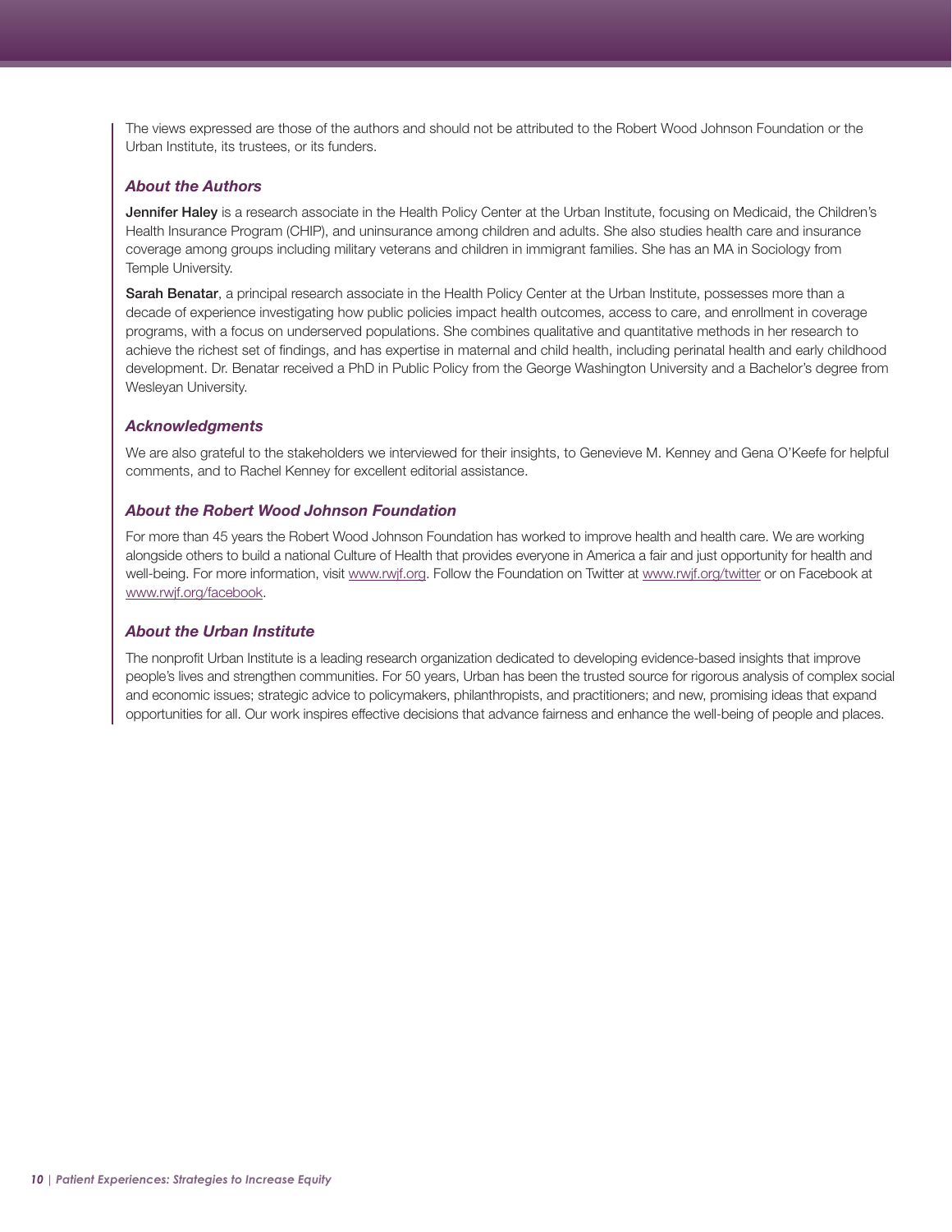The views expressed are those of the authors and should not be attributed to the Robert Wood Johnson Foundation or the Urban Institute, its trustees, or its funders.

### *About the Authors*

**Jennifer Haley** is a research associate in the Health Policy Center at the Urban Institute, focusing on Medicaid, the Children's Health Insurance Program (CHIP), and uninsurance among children and adults. She also studies health care and insurance coverage among groups including military veterans and children in immigrant families. She has an MA in Sociology from Temple University.

**Sarah Benatar**, a principal research associate in the Health Policy Center at the Urban Institute, possesses more than a decade of experience investigating how public policies impact health outcomes, access to care, and enrollment in coverage programs, with a focus on underserved populations. She combines qualitative and quantitative methods in her research to achieve the richest set of findings, and has expertise in maternal and child health, including perinatal health and early childhood development. Dr. Benatar received a PhD in Public Policy from the George Washington University and a Bachelor's degree from Wesleyan University.

### *Acknowledgments*

We are also grateful to the stakeholders we interviewed for their insights, to Genevieve M. Kenney and Gena O'Keefe for helpful comments, and to Rachel Kenney for excellent editorial assistance.

### *About the Robert Wood Johnson Foundation*

For more than 45 years the Robert Wood Johnson Foundation has worked to improve health and health care. We are working alongside others to build a national Culture of Health that provides everyone in America a fair and just opportunity for health and well-being. For more information, visit www.rwjf.org. Follow the Foundation on Twitter at www.rwjf.org/twitter or on Facebook at www.rwjf.org/facebook.

### *About the Urban Institute*

The nonprofit Urban Institute is a leading research organization dedicated to developing evidence-based insights that improve people's lives and strengthen communities. For 50 years, Urban has been the trusted source for rigorous analysis of complex social and economic issues; strategic advice to policymakers, philanthropists, and practitioners; and new, promising ideas that expand opportunities for all. Our work inspires effective decisions that advance fairness and enhance the well-being of people and places.